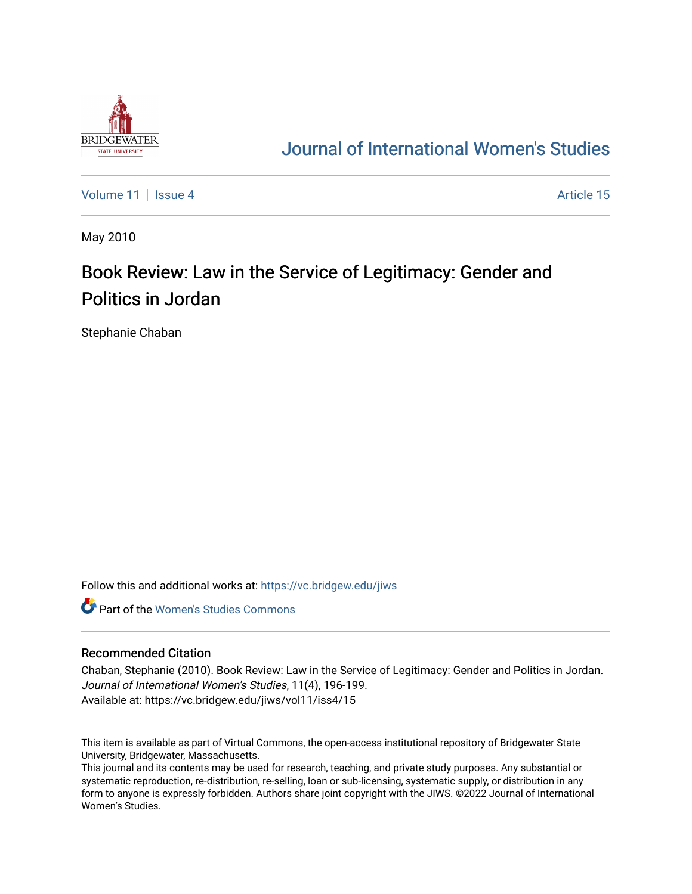# Journal of International Women's Studies

Volume 11 | Issue 4 | Article 15

May 2010

## Book Review: Law in the Service of Legitimacy: Gender and Politics in Jordan

Stephanie Chaban

Follow this and additional works at: https://vc.bridgew.edu/jiws

Part of the Women's Studies Commons

### Recommended Citation

Chaban, Stephanie (2010). Book Review: Law in the Service of Legitimacy: Gender and Politics in Jordan. *Journal of International Women's Studies*, 11(4), 196-199.
Available at: https://vc.bridgew.edu/jiws/vol11/iss4/15

This item is available as part of Virtual Commons, the open-access institutional repository of Bridgewater State University, Bridgewater, Massachusetts.
This journal and its contents may be used for research, teaching, and private study purposes. Any substantial or systematic reproduction, re-distribution, re-selling, loan or sub-licensing, systematic supply, or distribution in any form to anyone is expressly forbidden. Authors share joint copyright with the JIWS. ©2022 Journal of International Women's Studies.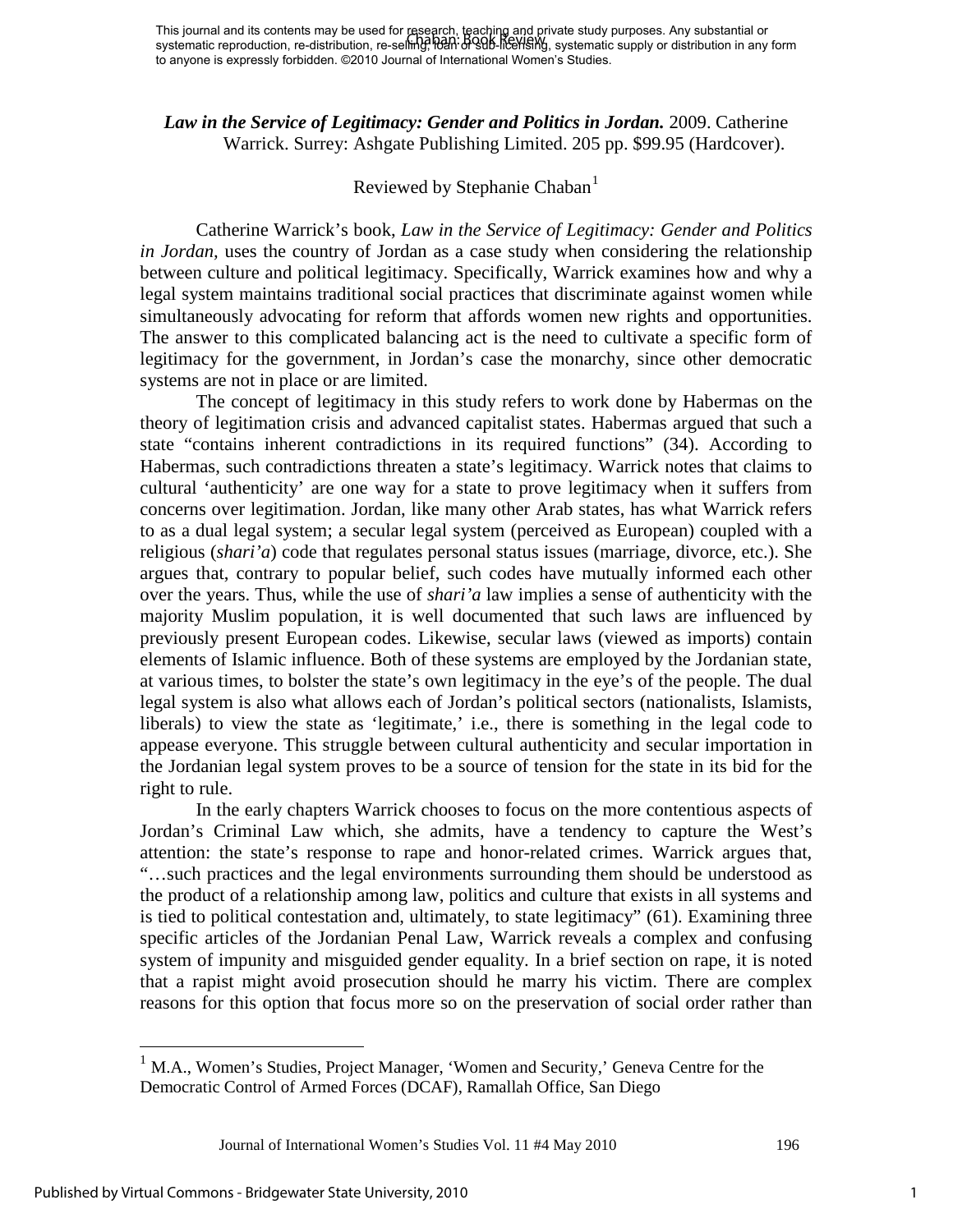This journal and its contents may be used for research, teaching and private study purposes. Any substantial or systematic reproduction, re-distribution, re-selling, loan or sub-licensing, systematic supply or distribution in any form to anyone is expressly forbidden. ©2010 Journal of International Women's Studies.

***Law in the Service of Legitimacy: Gender and Politics in Jordan.*** 2009. Catherine Warrick. Surrey: Ashgate Publishing Limited. 205 pp. $99.95 (Hardcover).

Reviewed by Stephanie Chaban[1]

Catherine Warrick's book, *Law in the Service of Legitimacy: Gender and Politics in Jordan,* uses the country of Jordan as a case study when considering the relationship between culture and political legitimacy. Specifically, Warrick examines how and why a legal system maintains traditional social practices that discriminate against women while simultaneously advocating for reform that affords women new rights and opportunities. The answer to this complicated balancing act is the need to cultivate a specific form of legitimacy for the government, in Jordan's case the monarchy, since other democratic systems are not in place or are limited.

The concept of legitimacy in this study refers to work done by Habermas on the theory of legitimation crisis and advanced capitalist states. Habermas argued that such a state "contains inherent contradictions in its required functions" (34). According to Habermas, such contradictions threaten a state's legitimacy. Warrick notes that claims to cultural 'authenticity' are one way for a state to prove legitimacy when it suffers from concerns over legitimation. Jordan, like many other Arab states, has what Warrick refers to as a dual legal system; a secular legal system (perceived as European) coupled with a religious (*shari'a*) code that regulates personal status issues (marriage, divorce, etc.). She argues that, contrary to popular belief, such codes have mutually informed each other over the years. Thus, while the use of *shari'a* law implies a sense of authenticity with the majority Muslim population, it is well documented that such laws are influenced by previously present European codes. Likewise, secular laws (viewed as imports) contain elements of Islamic influence. Both of these systems are employed by the Jordanian state, at various times, to bolster the state's own legitimacy in the eye's of the people. The dual legal system is also what allows each of Jordan's political sectors (nationalists, Islamists, liberals) to view the state as 'legitimate,' i.e., there is something in the legal code to appease everyone. This struggle between cultural authenticity and secular importation in the Jordanian legal system proves to be a source of tension for the state in its bid for the right to rule.

In the early chapters Warrick chooses to focus on the more contentious aspects of Jordan's Criminal Law which, she admits, have a tendency to capture the West's attention: the state's response to rape and honor-related crimes. Warrick argues that, "…such practices and the legal environments surrounding them should be understood as the product of a relationship among law, politics and culture that exists in all systems and is tied to political contestation and, ultimately, to state legitimacy" (61). Examining three specific articles of the Jordanian Penal Law, Warrick reveals a complex and confusing system of impunity and misguided gender equality. In a brief section on rape, it is noted that a rapist might avoid prosecution should he marry his victim. There are complex reasons for this option that focus more so on the preservation of social order rather than

[1] M.A., Women's Studies, Project Manager, 'Women and Security,' Geneva Centre for the Democratic Control of Armed Forces (DCAF), Ramallah Office, San Diego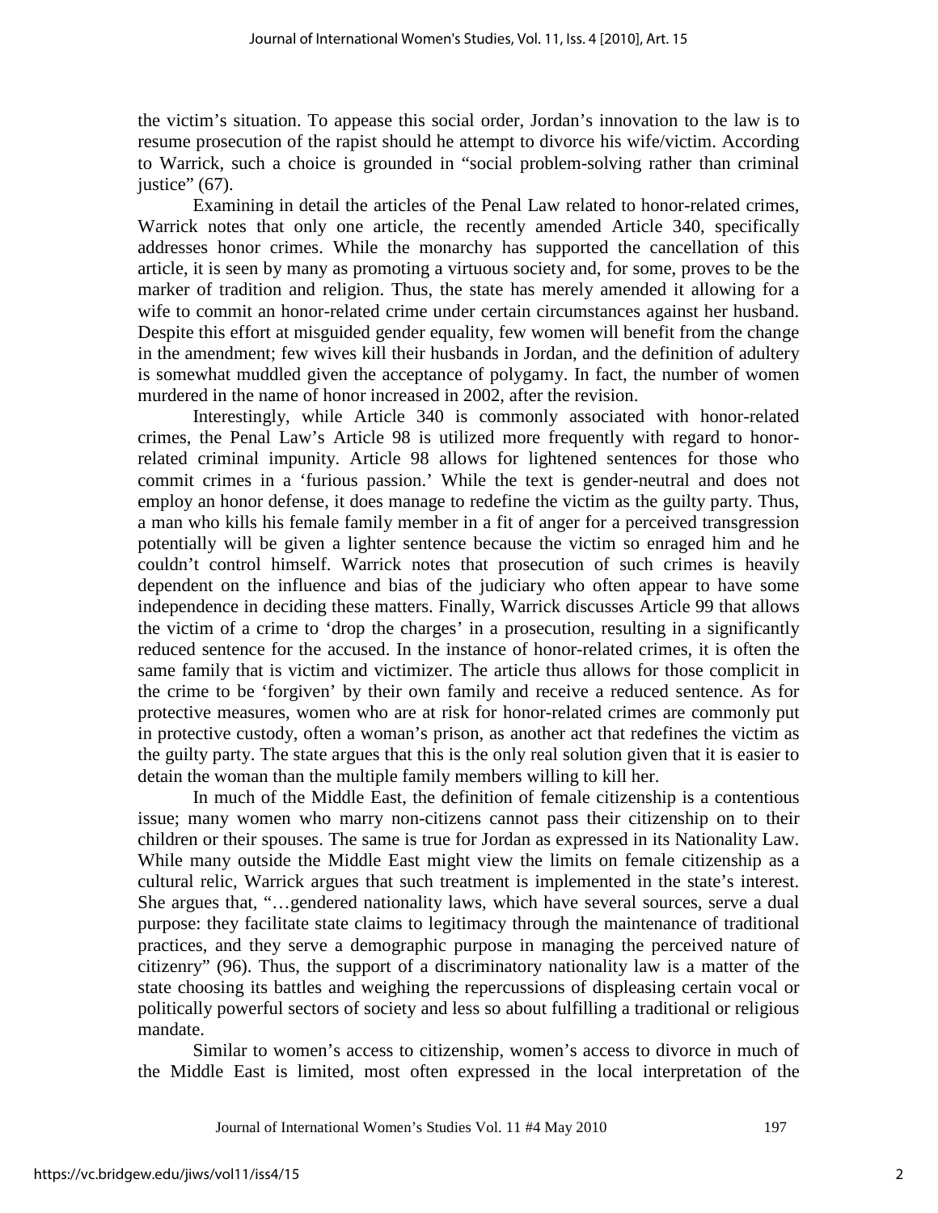the victim's situation. To appease this social order, Jordan's innovation to the law is to resume prosecution of the rapist should he attempt to divorce his wife/victim. According to Warrick, such a choice is grounded in "social problem-solving rather than criminal justice" (67).

Examining in detail the articles of the Penal Law related to honor-related crimes, Warrick notes that only one article, the recently amended Article 340, specifically addresses honor crimes. While the monarchy has supported the cancellation of this article, it is seen by many as promoting a virtuous society and, for some, proves to be the marker of tradition and religion. Thus, the state has merely amended it allowing for a wife to commit an honor-related crime under certain circumstances against her husband. Despite this effort at misguided gender equality, few women will benefit from the change in the amendment; few wives kill their husbands in Jordan, and the definition of adultery is somewhat muddled given the acceptance of polygamy. In fact, the number of women murdered in the name of honor increased in 2002, after the revision.

Interestingly, while Article 340 is commonly associated with honor-related crimes, the Penal Law's Article 98 is utilized more frequently with regard to honor-related criminal impunity. Article 98 allows for lightened sentences for those who commit crimes in a 'furious passion.' While the text is gender-neutral and does not employ an honor defense, it does manage to redefine the victim as the guilty party. Thus, a man who kills his female family member in a fit of anger for a perceived transgression potentially will be given a lighter sentence because the victim so enraged him and he couldn't control himself. Warrick notes that prosecution of such crimes is heavily dependent on the influence and bias of the judiciary who often appear to have some independence in deciding these matters. Finally, Warrick discusses Article 99 that allows the victim of a crime to 'drop the charges' in a prosecution, resulting in a significantly reduced sentence for the accused. In the instance of honor-related crimes, it is often the same family that is victim and victimizer. The article thus allows for those complicit in the crime to be 'forgiven' by their own family and receive a reduced sentence. As for protective measures, women who are at risk for honor-related crimes are commonly put in protective custody, often a woman's prison, as another act that redefines the victim as the guilty party. The state argues that this is the only real solution given that it is easier to detain the woman than the multiple family members willing to kill her.

In much of the Middle East, the definition of female citizenship is a contentious issue; many women who marry non-citizens cannot pass their citizenship on to their children or their spouses. The same is true for Jordan as expressed in its Nationality Law. While many outside the Middle East might view the limits on female citizenship as a cultural relic, Warrick argues that such treatment is implemented in the state's interest. She argues that, "…gendered nationality laws, which have several sources, serve a dual purpose: they facilitate state claims to legitimacy through the maintenance of traditional practices, and they serve a demographic purpose in managing the perceived nature of citizenry" (96). Thus, the support of a discriminatory nationality law is a matter of the state choosing its battles and weighing the repercussions of displeasing certain vocal or politically powerful sectors of society and less so about fulfilling a traditional or religious mandate.

Similar to women's access to citizenship, women's access to divorce in much of the Middle East is limited, most often expressed in the local interpretation of the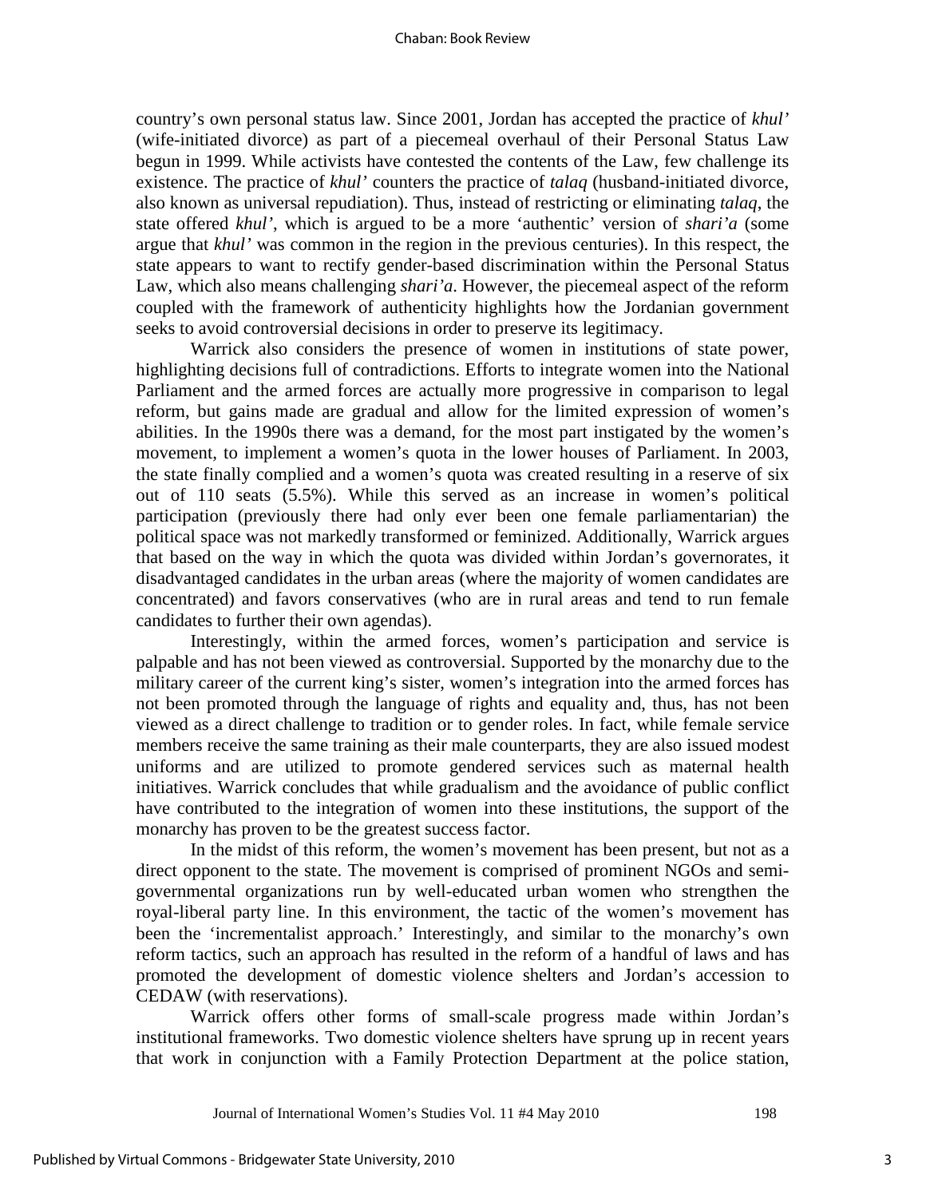country's own personal status law. Since 2001, Jordan has accepted the practice of *khul'* (wife-initiated divorce) as part of a piecemeal overhaul of their Personal Status Law begun in 1999. While activists have contested the contents of the Law, few challenge its existence. The practice of *khul'* counters the practice of *talaq* (husband-initiated divorce, also known as universal repudiation). Thus, instead of restricting or eliminating *talaq*, the state offered *khul'*, which is argued to be a more 'authentic' version of *shari'a* (some argue that *khul'* was common in the region in the previous centuries). In this respect, the state appears to want to rectify gender-based discrimination within the Personal Status Law, which also means challenging *shari'a*. However, the piecemeal aspect of the reform coupled with the framework of authenticity highlights how the Jordanian government seeks to avoid controversial decisions in order to preserve its legitimacy.

Warrick also considers the presence of women in institutions of state power, highlighting decisions full of contradictions. Efforts to integrate women into the National Parliament and the armed forces are actually more progressive in comparison to legal reform, but gains made are gradual and allow for the limited expression of women's abilities. In the 1990s there was a demand, for the most part instigated by the women's movement, to implement a women's quota in the lower houses of Parliament. In 2003, the state finally complied and a women's quota was created resulting in a reserve of six out of 110 seats (5.5%). While this served as an increase in women's political participation (previously there had only ever been one female parliamentarian) the political space was not markedly transformed or feminized. Additionally, Warrick argues that based on the way in which the quota was divided within Jordan's governorates, it disadvantaged candidates in the urban areas (where the majority of women candidates are concentrated) and favors conservatives (who are in rural areas and tend to run female candidates to further their own agendas).

Interestingly, within the armed forces, women's participation and service is palpable and has not been viewed as controversial. Supported by the monarchy due to the military career of the current king's sister, women's integration into the armed forces has not been promoted through the language of rights and equality and, thus, has not been viewed as a direct challenge to tradition or to gender roles. In fact, while female service members receive the same training as their male counterparts, they are also issued modest uniforms and are utilized to promote gendered services such as maternal health initiatives. Warrick concludes that while gradualism and the avoidance of public conflict have contributed to the integration of women into these institutions, the support of the monarchy has proven to be the greatest success factor.

In the midst of this reform, the women's movement has been present, but not as a direct opponent to the state. The movement is comprised of prominent NGOs and semi-governmental organizations run by well-educated urban women who strengthen the royal-liberal party line. In this environment, the tactic of the women's movement has been the 'incrementalist approach.' Interestingly, and similar to the monarchy's own reform tactics, such an approach has resulted in the reform of a handful of laws and has promoted the development of domestic violence shelters and Jordan's accession to CEDAW (with reservations).

Warrick offers other forms of small-scale progress made within Jordan's institutional frameworks. Two domestic violence shelters have sprung up in recent years that work in conjunction with a Family Protection Department at the police station,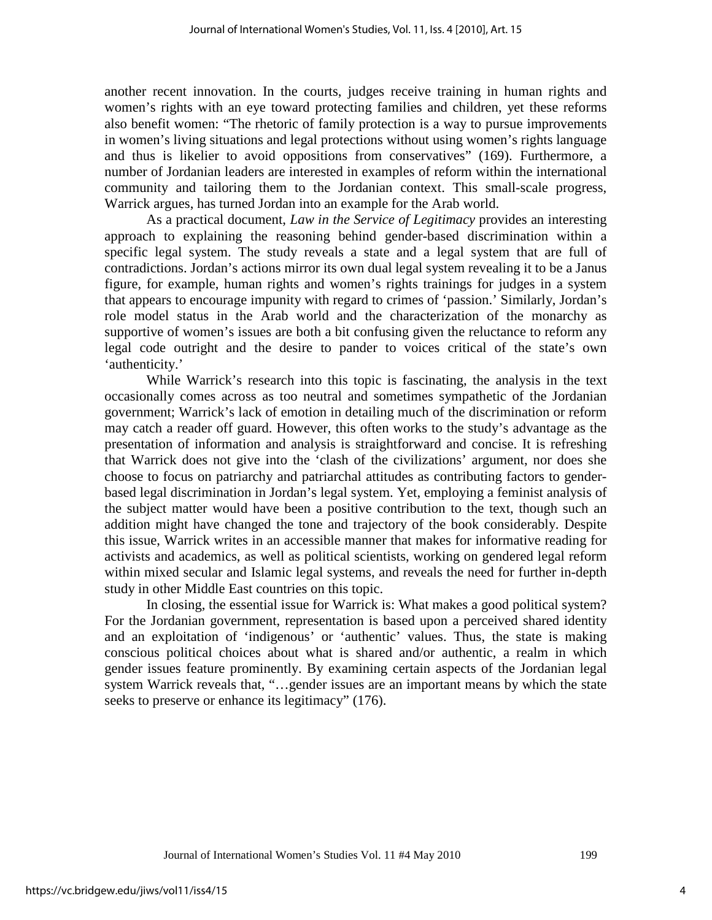another recent innovation. In the courts, judges receive training in human rights and women's rights with an eye toward protecting families and children, yet these reforms also benefit women: "The rhetoric of family protection is a way to pursue improvements in women's living situations and legal protections without using women's rights language and thus is likelier to avoid oppositions from conservatives" (169). Furthermore, a number of Jordanian leaders are interested in examples of reform within the international community and tailoring them to the Jordanian context. This small-scale progress, Warrick argues, has turned Jordan into an example for the Arab world.

As a practical document, *Law in the Service of Legitimacy* provides an interesting approach to explaining the reasoning behind gender-based discrimination within a specific legal system. The study reveals a state and a legal system that are full of contradictions. Jordan's actions mirror its own dual legal system revealing it to be a Janus figure, for example, human rights and women's rights trainings for judges in a system that appears to encourage impunity with regard to crimes of 'passion.' Similarly, Jordan's role model status in the Arab world and the characterization of the monarchy as supportive of women's issues are both a bit confusing given the reluctance to reform any legal code outright and the desire to pander to voices critical of the state's own 'authenticity.'

While Warrick's research into this topic is fascinating, the analysis in the text occasionally comes across as too neutral and sometimes sympathetic of the Jordanian government; Warrick's lack of emotion in detailing much of the discrimination or reform may catch a reader off guard. However, this often works to the study's advantage as the presentation of information and analysis is straightforward and concise. It is refreshing that Warrick does not give into the 'clash of the civilizations' argument, nor does she choose to focus on patriarchy and patriarchal attitudes as contributing factors to gender-based legal discrimination in Jordan's legal system. Yet, employing a feminist analysis of the subject matter would have been a positive contribution to the text, though such an addition might have changed the tone and trajectory of the book considerably. Despite this issue, Warrick writes in an accessible manner that makes for informative reading for activists and academics, as well as political scientists, working on gendered legal reform within mixed secular and Islamic legal systems, and reveals the need for further in-depth study in other Middle East countries on this topic.

In closing, the essential issue for Warrick is: What makes a good political system? For the Jordanian government, representation is based upon a perceived shared identity and an exploitation of 'indigenous' or 'authentic' values. Thus, the state is making conscious political choices about what is shared and/or authentic, a realm in which gender issues feature prominently. By examining certain aspects of the Jordanian legal system Warrick reveals that, "…gender issues are an important means by which the state seeks to preserve or enhance its legitimacy" (176).